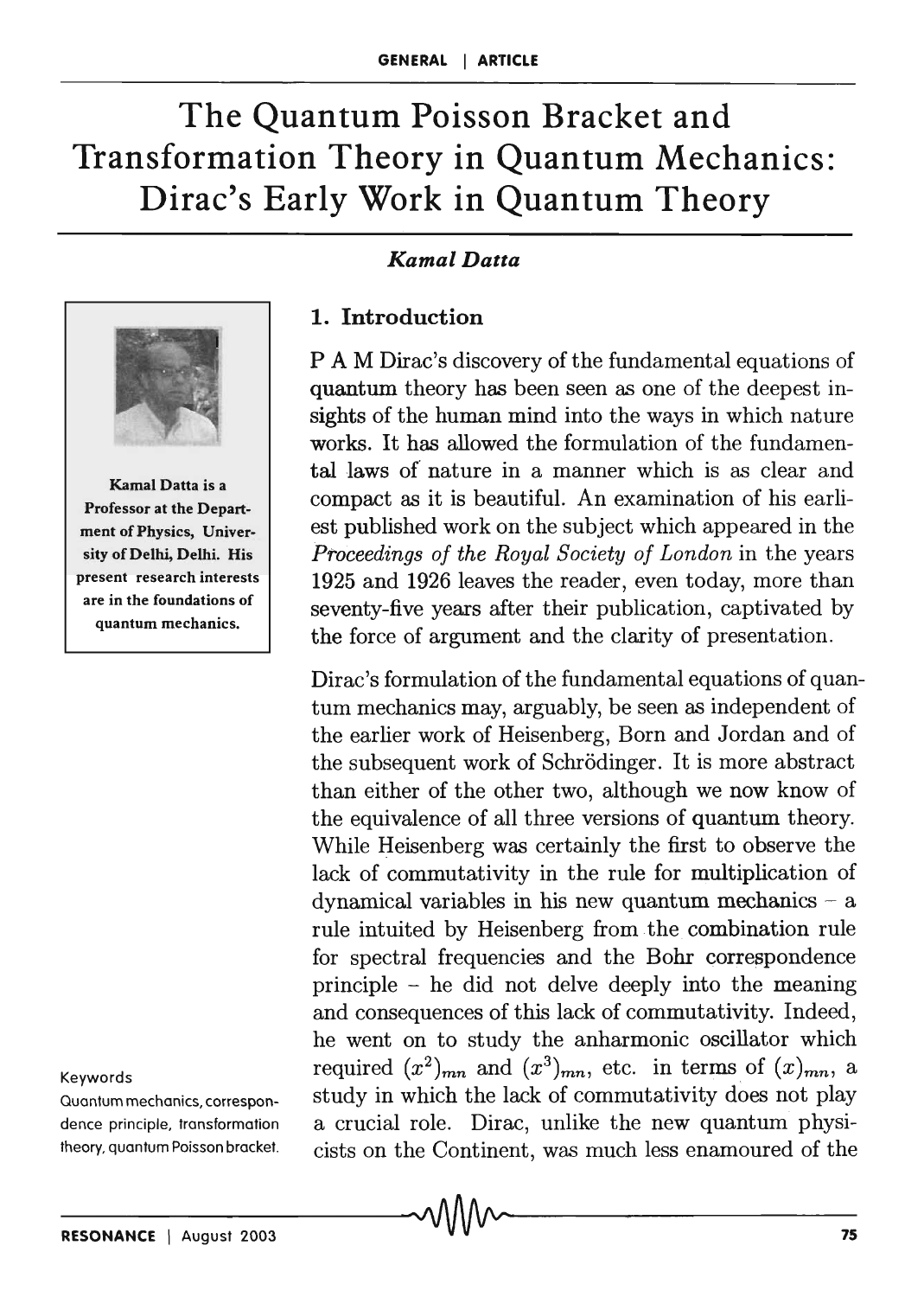# The Quantum Poisson Bracket and Transformation Theory in Quantum Mechanics: Dirac's Early Work in Quantum Theory

*Kamal Datta*

Kamal Datta is a Professor at the Department of Physics, University of Delhi, Delhi. His present research interests are in the foundations of quantum mechanics.

## 1. Introduction

P A M Dirac's discovery of the fundamental equations of quantum theory has been seen as one of the deepest insights of the human mind into the ways in which nature works. It has allowed the formulation of the fundamental laws of nature in a manner which is as clear and compact as it is beautiful. An examination of his earliest published work on the subject which appeared in the *Proceedings of the Royal Society of London* in the years 1925 and 1926 leaves the reader, even today, more than seventy-five years after their publication, captivated by the force of argument and the clarity of presentation.

Dirac's formulation of the fundamental equations of quantum mechanics may, arguably, be seen as independent of the earlier work of Heisenberg, Born and Jordan and of the subsequent work of Schrödinger. It is more abstract than either of the other two, although we now know of the equivalence of all three versions of quantum theory. While Heisenberg was certainly the first to observe the lack of commutativity in the rule for multiplication of dynamical variables in his new quantum mechanics – a rule intuited by Heisenberg from the combination rule for spectral frequencies and the Bohr correspondence principle – he did not delve deeply into the meaning and consequences of this lack of commutativity. Indeed, he went on to study the anharmonic oscillator which required $(x^2)_{mn}$ and $(x^3)_{mn}$, etc. in terms of $(x)_{mn}$, a study in which the lack of commutativity does not play a crucial role. Dirac, unlike the new quantum physicists on the Continent, was much less enamoured of the

**Keywords**

Quantum mechanics, correspondence principle, transformation theory, quantum Poisson bracket.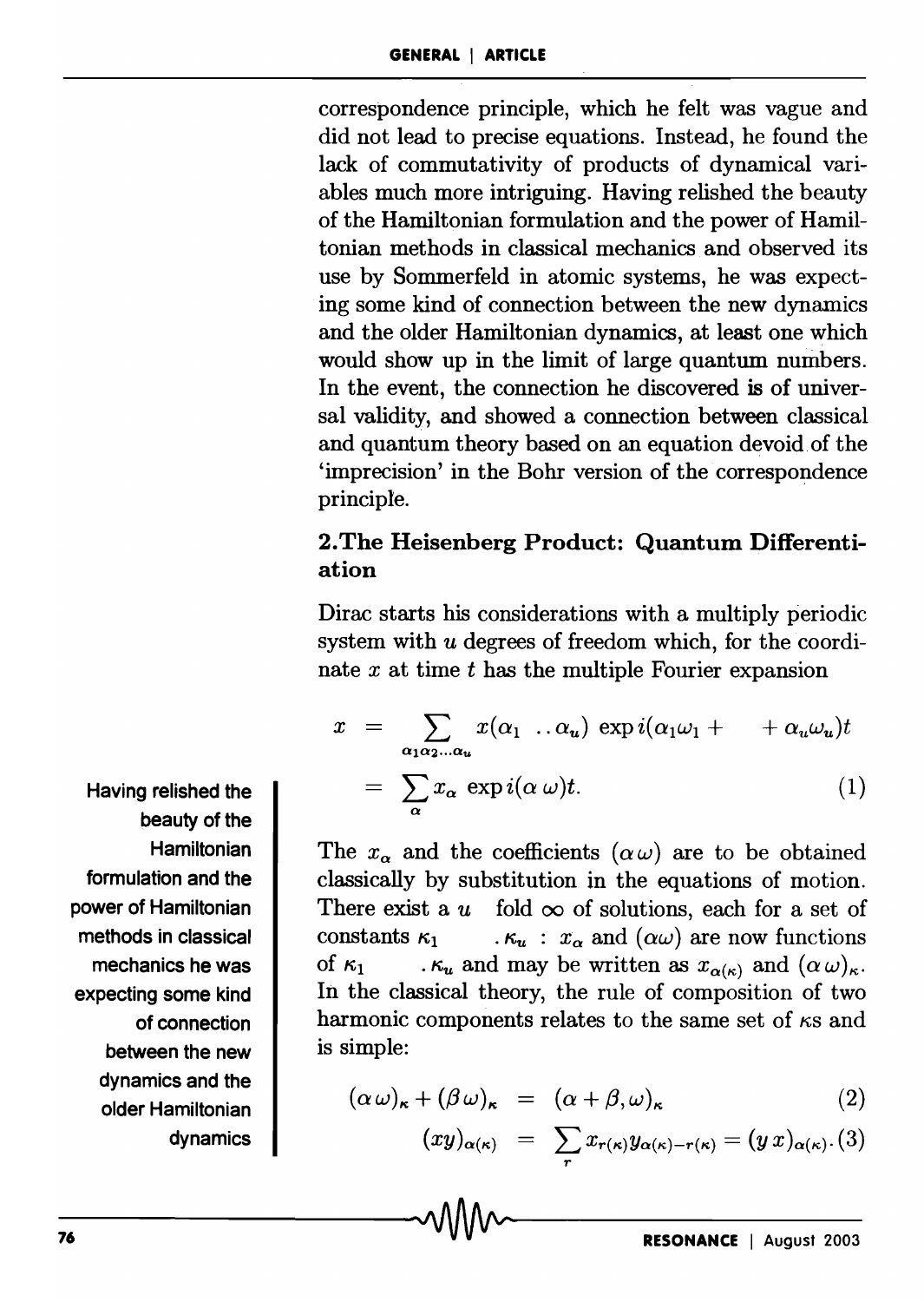correspondence principle, which he felt was vague and did not lead to precise equations. Instead, he found the lack of commutativity of products of dynamical variables much more intriguing. Having relished the beauty of the Hamiltonian formulation and the power of Hamiltonian methods in classical mechanics and observed its use by Sommerfeld in atomic systems, he was expecting some kind of connection between the new dynamics and the older Hamiltonian dynamics, at least one which would show up in the limit of large quantum numbers. In the event, the connection he discovered is of universal validity, and showed a connection between classical and quantum theory based on an equation devoid of the 'imprecision' in the Bohr version of the correspondence principle.

Having relished the beauty of the Hamiltonian formulation and the power of Hamiltonian methods in classical mechanics he was expecting some kind of connection between the new dynamics and the older Hamiltonian dynamics

## 2. The Heisenberg Product: Quantum Differentiation

Dirac starts his considerations with a multiply periodic system with $u$ degrees of freedom which, for the coordinate $x$ at time $t$ has the multiple Fourier expansion

$$
\begin{aligned}
x &= \sum_{\alpha_1 \alpha_2 \ldots \alpha_u} x(\alpha_1 \; .. \alpha_u) \exp i(\alpha_1 \omega_1 + \quad + \alpha_u \omega_u) t \\
&= \sum_{\alpha} x_\alpha \exp i(\alpha\, \omega) t. \qquad (1)
\end{aligned}
$$

The $x_\alpha$ and the coefficients $(\alpha\, \omega)$ are to be obtained classically by substitution in the equations of motion. There exist a $u$ fold $\infty$ of solutions, each for a set of constants $\kappa_1 \quad . \kappa_u$ : $x_\alpha$ and $(\alpha\omega)$ are now functions of $\kappa_1 \quad . \kappa_u$ and may be written as $x_{\alpha(\kappa)}$ and $(\alpha\, \omega)_\kappa$. In the classical theory, the rule of composition of two harmonic components relates to the same set of $\kappa$s and is simple:

$$
(\alpha\, \omega)_\kappa + (\beta\, \omega)_\kappa = (\alpha + \beta, \omega)_\kappa \qquad (2)
$$

$$
(xy)_{\alpha(\kappa)} = \sum_r x_{r(\kappa)} y_{\alpha(\kappa) - r(\kappa)} = (y\, x)_{\alpha(\kappa)}. \qquad (3)
$$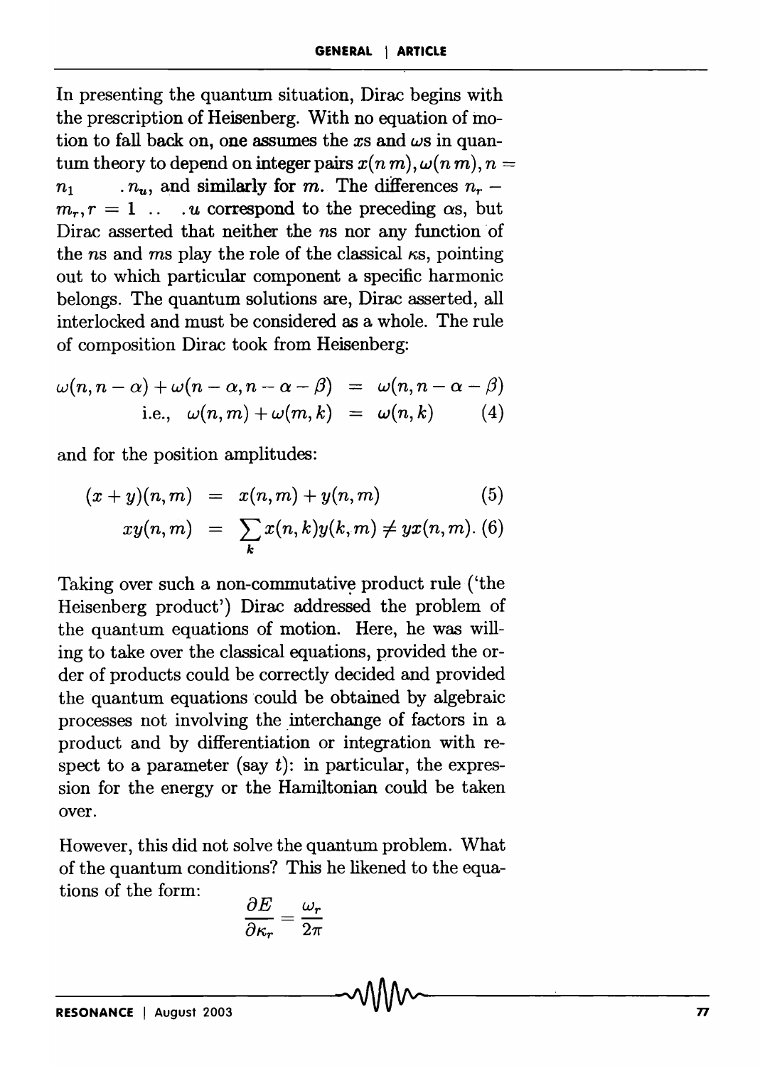In presenting the quantum situation, Dirac begins with the prescription of Heisenberg. With no equation of motion to fall back on, one assumes the $x$s and $\omega$s in quantum theory to depend on integer pairs $x(n\,m), \omega(n\,m), n = n_1 \quad . n_u$, and similarly for $m$. The differences $n_r - m_r, r = 1 \; .. \quad . u$ correspond to the preceding $\alpha$s, but Dirac asserted that neither the $n$s nor any function of the $n$s and $m$s play the role of the classical $\kappa$s, pointing out to which particular component a specific harmonic belongs. The quantum solutions are, Dirac asserted, all interlocked and must be considered as a whole. The rule of composition Dirac took from Heisenberg:

$$\begin{aligned} \omega(n, n-\alpha) + \omega(n-\alpha, n-\alpha-\beta) &= \omega(n, n-\alpha-\beta) \\ \text{i.e.,} \quad \omega(n,m) + \omega(m,k) &= \omega(n,k) \qquad (4) \end{aligned}$$

and for the position amplitudes:

$$\begin{aligned} (x+y)(n,m) &= x(n,m) + y(n,m) \qquad (5) \\ xy(n,m) &= \sum_k x(n,k)y(k,m) \neq yx(n,m). \; (6) \end{aligned}$$

Taking over such a non-commutative product rule ('the Heisenberg product') Dirac addressed the problem of the quantum equations of motion. Here, he was willing to take over the classical equations, provided the order of products could be correctly decided and provided the quantum equations could be obtained by algebraic processes not involving the interchange of factors in a product and by differentiation or integration with respect to a parameter (say $t$): in particular, the expression for the energy or the Hamiltonian could be taken over.

However, this did not solve the quantum problem. What of the quantum conditions? This he likened to the equations of the form:

$$\frac{\partial E}{\partial \kappa_r} = \frac{\omega_r}{2\pi}$$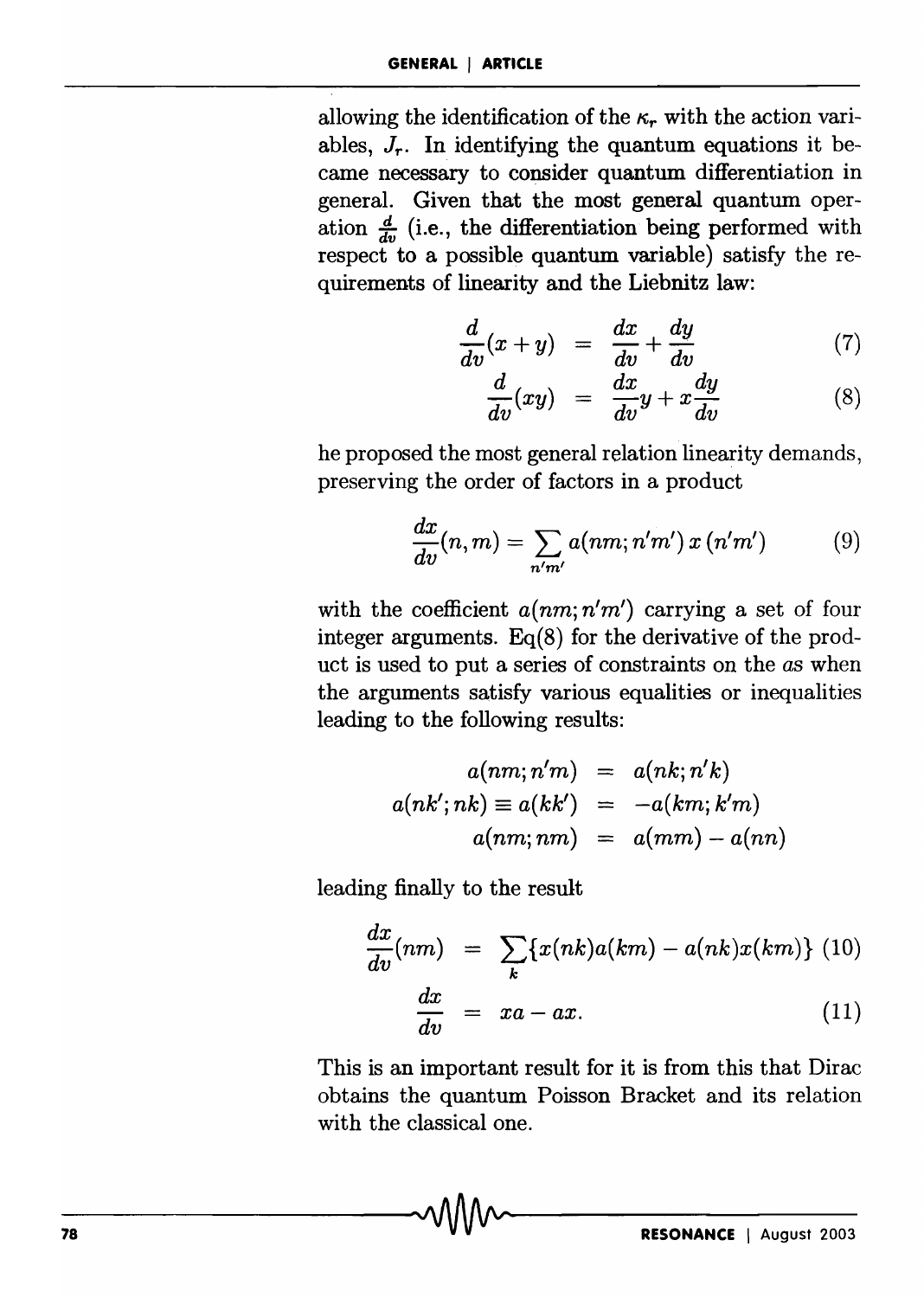allowing the identification of the $\kappa_r$ with the action variables, $J_r$. In identifying the quantum equations it became necessary to consider quantum differentiation in general. Given that the most general quantum operation $\frac{d}{dv}$ (i.e., the differentiation being performed with respect to a possible quantum variable) satisfy the requirements of linearity and the Liebnitz law:

$$\frac{d}{dv}(x+y) = \frac{dx}{dv} + \frac{dy}{dv} \tag{7}$$

$$\frac{d}{dv}(xy) = \frac{dx}{dv}y + x\frac{dy}{dv} \tag{8}$$

he proposed the most general relation linearity demands, preserving the order of factors in a product

$$\frac{dx}{dv}(n,m) = \sum_{n'm'} a(nm;n'm')\, x\,(n'm') \tag{9}$$

with the coefficient $a(nm;n'm')$ carrying a set of four integer arguments. Eq(8) for the derivative of the product is used to put a series of constraints on the $a$s when the arguments satisfy various equalities or inequalities leading to the following results:

$$\begin{aligned} a(nm;n'm) &= a(nk;n'k) \\ a(nk';nk) \equiv a(kk') &= -a(km;k'm) \\ a(nm;nm) &= a(mm) - a(nn) \end{aligned}$$

leading finally to the result

$$\frac{dx}{dv}(nm) = \sum_k \{x(nk)a(km) - a(nk)x(km)\} \tag{10}$$

$$\frac{dx}{dv} = xa - ax. \tag{11}$$

This is an important result for it is from this that Dirac obtains the quantum Poisson Bracket and its relation with the classical one.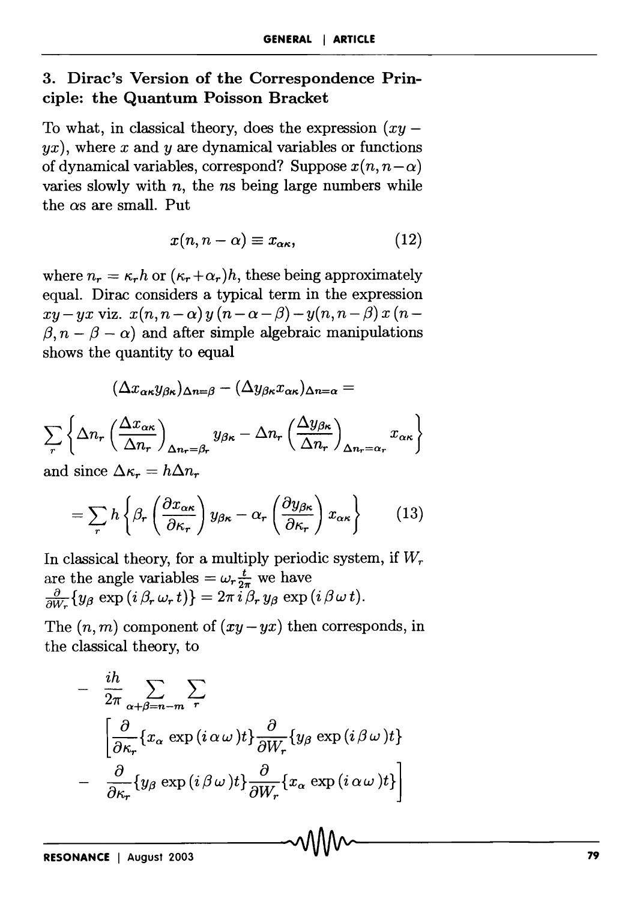## 3. Dirac's Version of the Correspondence Principle: the Quantum Poisson Bracket

To what, in classical theory, does the expression $(xy - yx)$, where $x$ and $y$ are dynamical variables or functions of dynamical variables, correspond? Suppose $x(n, n-\alpha)$ varies slowly with $n$, the $n$s being large numbers while the $\alpha$s are small. Put

$$x(n, n-\alpha) \equiv x_{\alpha\kappa}, \tag{12}$$

where $n_r = \kappa_r h$ or $(\kappa_r + \alpha_r)h$, these being approximately equal. Dirac considers a typical term in the expression $xy - yx$ viz. $x(n, n-\alpha)\, y\,(n-\alpha-\beta) - y(n, n-\beta)\, x\,(n-\beta, n-\beta-\alpha)$ and after simple algebraic manipulations shows the quantity to equal

$$(\Delta x_{\alpha\kappa} y_{\beta\kappa})_{\Delta n=\beta} - (\Delta y_{\beta\kappa} x_{\alpha\kappa})_{\Delta n=\alpha} =$$

$$\sum_r \left\{ \Delta n_r \left(\frac{\Delta x_{\alpha\kappa}}{\Delta n_r}\right)_{\Delta n_r=\beta_r} y_{\beta\kappa} - \Delta n_r \left(\frac{\Delta y_{\beta\kappa}}{\Delta n_r}\right)_{\Delta n_r=\alpha_r} x_{\alpha\kappa} \right\}$$

and since $\Delta\kappa_r = h\Delta n_r$

$$= \sum_r h \left\{ \beta_r \left(\frac{\partial x_{\alpha\kappa}}{\partial \kappa_r}\right) y_{\beta\kappa} - \alpha_r \left(\frac{\partial y_{\beta\kappa}}{\partial \kappa_r}\right) x_{\alpha\kappa} \right\} \tag{13}$$

In classical theory, for a multiply periodic system, if $W_r$ are the angle variables $= \omega_r \frac{t}{2\pi}$ we have $\frac{\partial}{\partial W_r}\{y_\beta \exp(i\,\beta_r\,\omega_r\,t)\} = 2\pi\, i\, \beta_r\, y_\beta \exp(i\,\beta\,\omega\,t)$.

The $(n, m)$ component of $(xy - yx)$ then corresponds, in the classical theory, to

$$- \frac{ih}{2\pi} \sum_{\alpha+\beta=n-m} \sum_r \left[ \frac{\partial}{\partial \kappa_r}\{x_\alpha \exp(i\,\alpha\,\omega)t\} \frac{\partial}{\partial W_r}\{y_\beta \exp(i\,\beta\,\omega)t\} - \frac{\partial}{\partial \kappa_r}\{y_\beta \exp(i\,\beta\,\omega)t\} \frac{\partial}{\partial W_r}\{x_\alpha \exp(i\,\alpha\,\omega)t\} \right]$$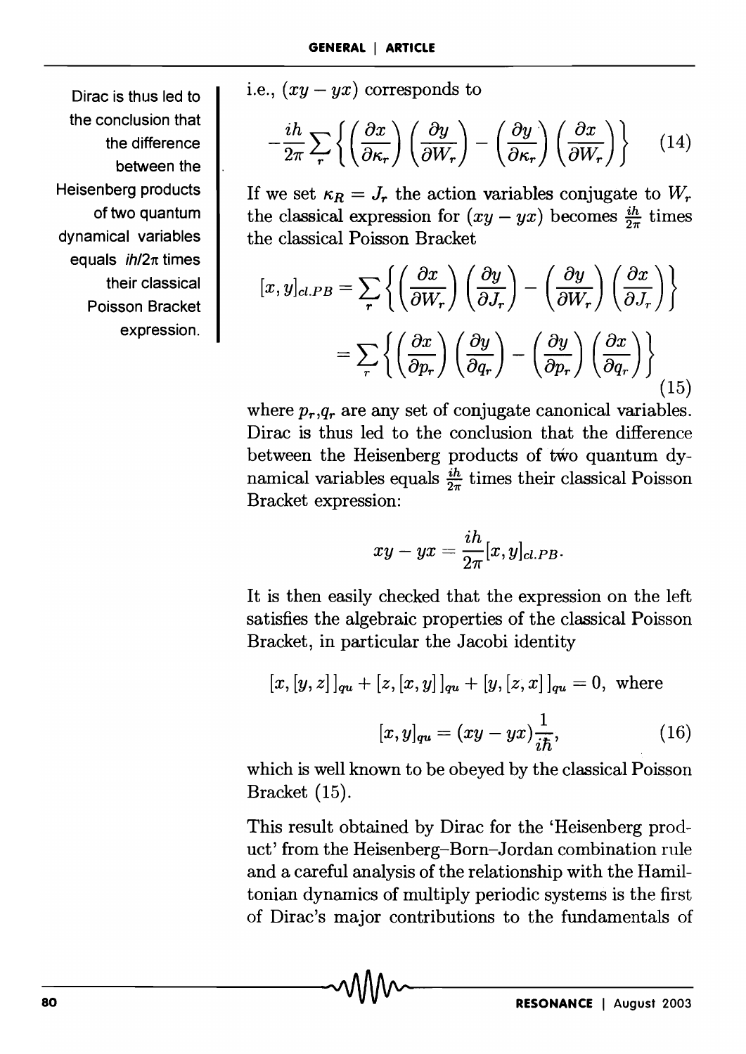Dirac is thus led to the conclusion that the difference between the Heisenberg products of two quantum dynamical variables equals $ih/2\pi$ times their classical Poisson Bracket expression.

i.e., $(xy - yx)$ corresponds to

$$-\frac{ih}{2\pi}\sum_r \left\{ \left(\frac{\partial x}{\partial \kappa_r}\right)\left(\frac{\partial y}{\partial W_r}\right) - \left(\frac{\partial y}{\partial \kappa_r}\right)\left(\frac{\partial x}{\partial W_r}\right) \right\} \quad (14)$$

If we set $\kappa_R = J_r$ the action variables conjugate to $W_r$ the classical expression for $(xy - yx)$ becomes $\frac{ih}{2\pi}$ times the classical Poisson Bracket

$$[x, y]_{cl.PB} = \sum_r \left\{ \left(\frac{\partial x}{\partial W_r}\right)\left(\frac{\partial y}{\partial J_r}\right) - \left(\frac{\partial y}{\partial W_r}\right)\left(\frac{\partial x}{\partial J_r}\right) \right\}$$

$$= \sum_r \left\{ \left(\frac{\partial x}{\partial p_r}\right)\left(\frac{\partial y}{\partial q_r}\right) - \left(\frac{\partial y}{\partial p_r}\right)\left(\frac{\partial x}{\partial q_r}\right) \right\} \quad (15)$$

where $p_r, q_r$ are any set of conjugate canonical variables. Dirac is thus led to the conclusion that the difference between the Heisenberg products of two quantum dynamical variables equals $\frac{ih}{2\pi}$ times their classical Poisson Bracket expression:

$$xy - yx = \frac{ih}{2\pi}[x, y]_{cl.PB}.$$

It is then easily checked that the expression on the left satisfies the algebraic properties of the classical Poisson Bracket, in particular the Jacobi identity

$$[x, [y, z]]_{qu} + [z, [x, y]]_{qu} + [y, [z, x]]_{qu} = 0, \text{ where}$$

$$[x, y]_{qu} = (xy - yx)\frac{1}{i\hbar}, \quad (16)$$

which is well known to be obeyed by the classical Poisson Bracket (15).

This result obtained by Dirac for the 'Heisenberg product' from the Heisenberg–Born–Jordan combination rule and a careful analysis of the relationship with the Hamiltonian dynamics of multiply periodic systems is the first of Dirac's major contributions to the fundamentals of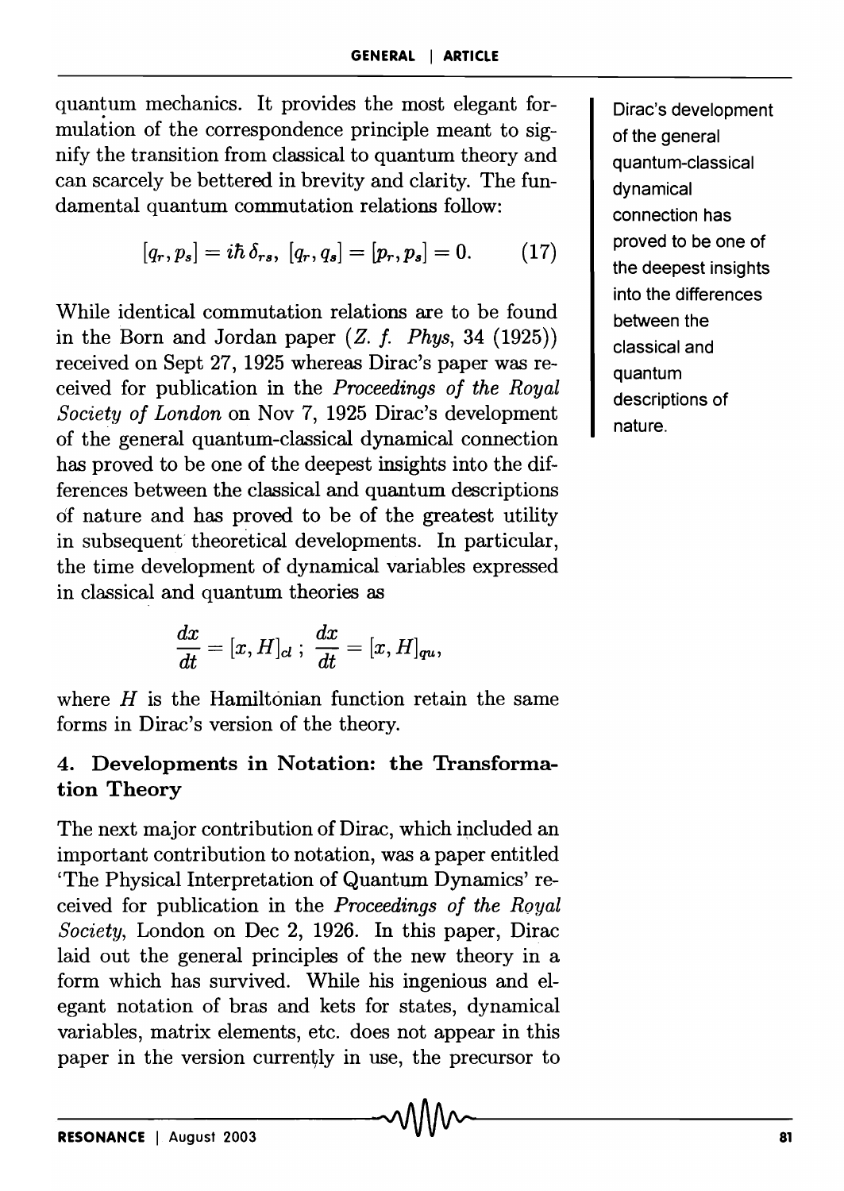quantum mechanics. It provides the most elegant formulation of the correspondence principle meant to signify the transition from classical to quantum theory and can scarcely be bettered in brevity and clarity. The fundamental quantum commutation relations follow:

$$[q_r, p_s] = i\hbar\, \delta_{rs},\ [q_r, q_s] = [p_r, p_s] = 0. \qquad (17)$$

While identical commutation relations are to be found in the Born and Jordan paper (*Z. f. Phys*, 34 (1925)) received on Sept 27, 1925 whereas Dirac's paper was received for publication in the *Proceedings of the Royal Society of London* on Nov 7, 1925 Dirac's development of the general quantum-classical dynamical connection has proved to be one of the deepest insights into the differences between the classical and quantum descriptions of nature and has proved to be of the greatest utility in subsequent theoretical developments. In particular, the time development of dynamical variables expressed in classical and quantum theories as

$$\frac{dx}{dt} = [x, H]_{cl}\ ;\ \frac{dx}{dt} = [x, H]_{qu},$$

where $H$ is the Hamiltonian function retain the same forms in Dirac's version of the theory.

Dirac's development of the general quantum-classical dynamical connection has proved to be one of the deepest insights into the differences between the classical and quantum descriptions of nature.

## 4. Developments in Notation: the Transformation Theory

The next major contribution of Dirac, which included an important contribution to notation, was a paper entitled 'The Physical Interpretation of Quantum Dynamics' received for publication in the *Proceedings of the Royal Society*, London on Dec 2, 1926. In this paper, Dirac laid out the general principles of the new theory in a form which has survived. While his ingenious and elegant notation of bras and kets for states, dynamical variables, matrix elements, etc. does not appear in this paper in the version currently in use, the precursor to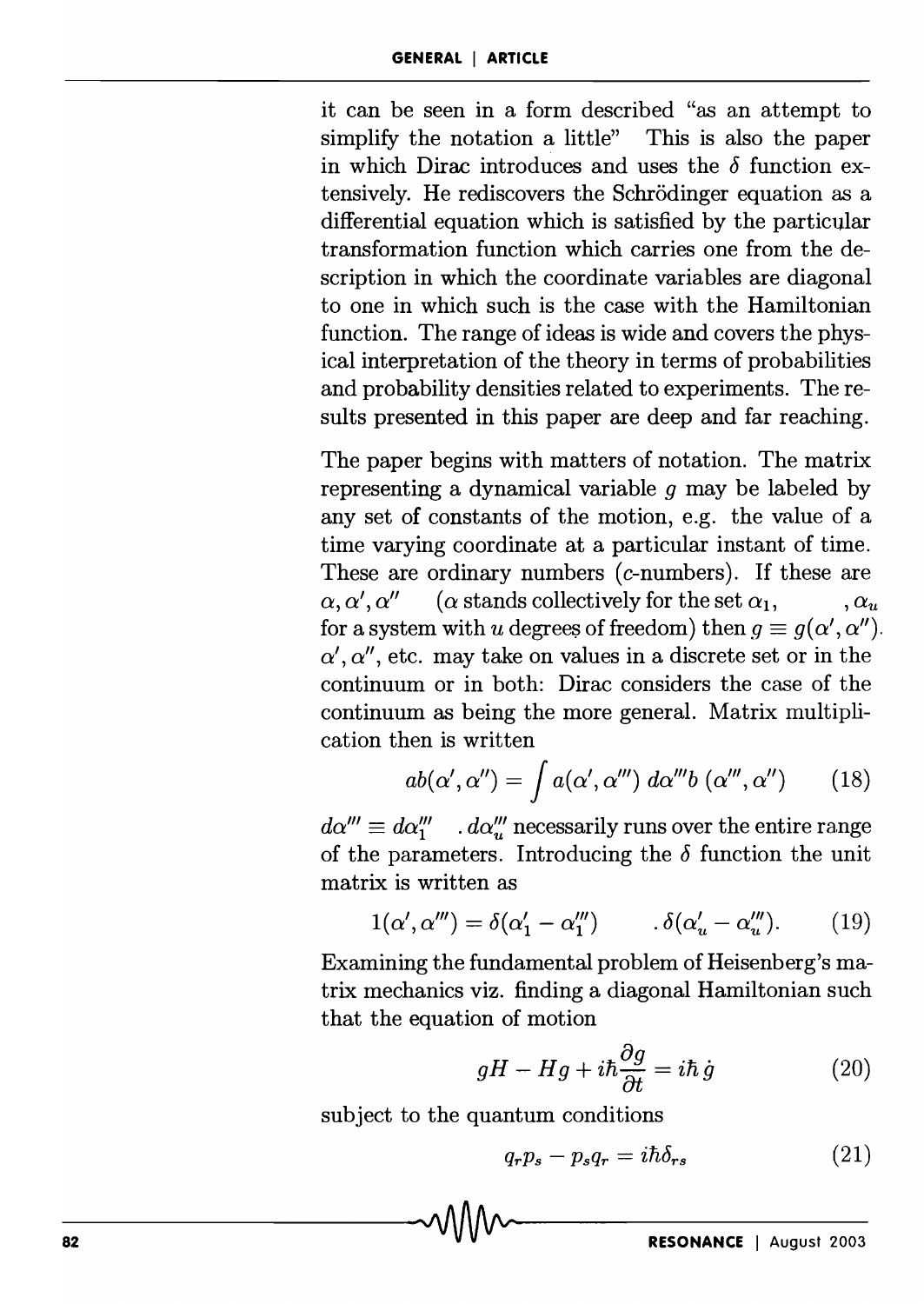it can be seen in a form described "as an attempt to simplify the notation a little" This is also the paper in which Dirac introduces and uses the $\delta$ function extensively. He rediscovers the Schrödinger equation as a differential equation which is satisfied by the particular transformation function which carries one from the description in which the coordinate variables are diagonal to one in which such is the case with the Hamiltonian function. The range of ideas is wide and covers the physical interpretation of the theory in terms of probabilities and probability densities related to experiments. The results presented in this paper are deep and far reaching.

The paper begins with matters of notation. The matrix representing a dynamical variable $g$ may be labeled by any set of constants of the motion, e.g. the value of a time varying coordinate at a particular instant of time. These are ordinary numbers (c-numbers). If these are $\alpha, \alpha', \alpha''$ ($\alpha$ stands collectively for the set $\alpha_1, \quad , \alpha_u$ for a system with $u$ degrees of freedom) then $g \equiv g(\alpha', \alpha'')$. $\alpha', \alpha''$, etc. may take on values in a discrete set or in the continuum or in both: Dirac considers the case of the continuum as being the more general. Matrix multiplication then is written

$$ab(\alpha', \alpha'') = \int a(\alpha', \alpha''')\, d\alpha''' b\,(\alpha''', \alpha'') \qquad (18)$$

$d\alpha''' \equiv d\alpha_1''' \quad . d\alpha_u'''$ necessarily runs over the entire range of the parameters. Introducing the $\delta$ function the unit matrix is written as

$$1(\alpha', \alpha''') = \delta(\alpha_1' - \alpha_1''') \qquad . \delta(\alpha_u' - \alpha_u'''). \qquad (19)$$

Examining the fundamental problem of Heisenberg's matrix mechanics viz. finding a diagonal Hamiltonian such that the equation of motion

$$gH - Hg + i\hbar \frac{\partial g}{\partial t} = i\hbar\, \dot{g} \qquad (20)$$

subject to the quantum conditions

$$q_r p_s - p_s q_r = i\hbar \delta_{rs} \qquad (21)$$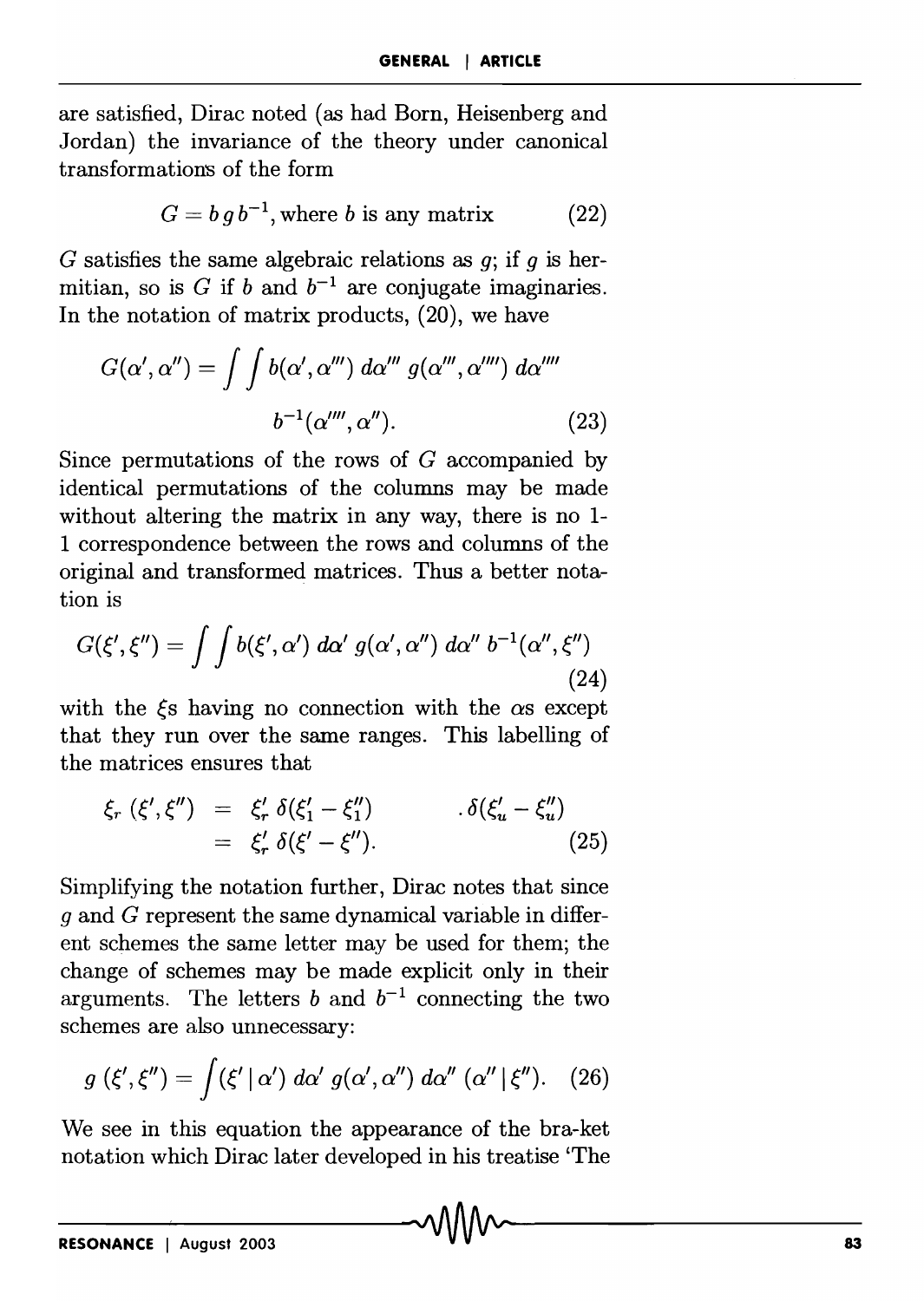are satisfied, Dirac noted (as had Born, Heisenberg and Jordan) the invariance of the theory under canonical transformations of the form

$$G = b\,g\,b^{-1}, \text{where } b \text{ is any matrix} \tag{22}$$

$G$ satisfies the same algebraic relations as $g$; if $g$ is hermitian, so is $G$ if $b$ and $b^{-1}$ are conjugate imaginaries. In the notation of matrix products, (20), we have

$$G(\alpha', \alpha'') = \int\int b(\alpha', \alpha''')\, d\alpha'''\, g(\alpha''', \alpha'''')\, d\alpha'''' \, b^{-1}(\alpha'''', \alpha''). \tag{23}$$

Since permutations of the rows of $G$ accompanied by identical permutations of the columns may be made without altering the matrix in any way, there is no 1-1 correspondence between the rows and columns of the original and transformed matrices. Thus a better notation is

$$G(\xi', \xi'') = \int\int b(\xi', \alpha')\, d\alpha'\, g(\alpha', \alpha'')\, d\alpha''\, b^{-1}(\alpha'', \xi'') \tag{24}$$

with the $\xi$s having no connection with the $\alpha$s except that they run over the same ranges. This labelling of the matrices ensures that

$$\begin{aligned} \xi_r\,(\xi', \xi'') &= \xi_r'\, \delta(\xi_1' - \xi_1'') \qquad .\,\delta(\xi_u' - \xi_u'') \\ &= \xi_r'\, \delta(\xi' - \xi''). \end{aligned} \tag{25}$$

Simplifying the notation further, Dirac notes that since $g$ and $G$ represent the same dynamical variable in different schemes the same letter may be used for them; the change of schemes may be made explicit only in their arguments. The letters $b$ and $b^{-1}$ connecting the two schemes are also unnecessary:

$$g\,(\xi', \xi'') = \int (\xi' \,|\, \alpha')\, d\alpha'\, g(\alpha', \alpha'')\, d\alpha''\, (\alpha'' \,|\, \xi''). \tag{26}$$

We see in this equation the appearance of the bra-ket notation which Dirac later developed in his treatise 'The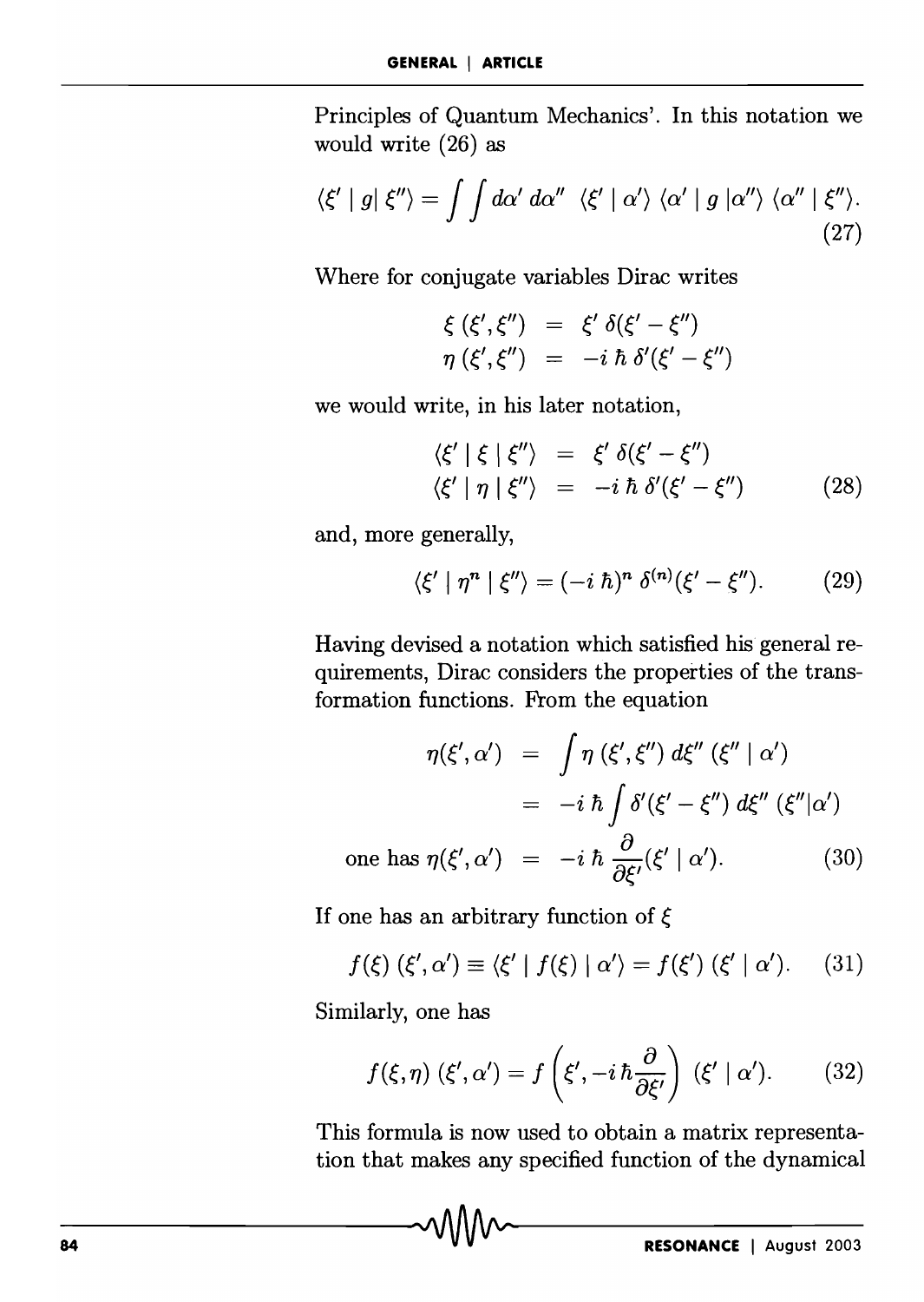Principles of Quantum Mechanics'. In this notation we would write (26) as

$$\langle \xi' \mid g \mid \xi'' \rangle = \int \int d\alpha' \, d\alpha'' \;\; \langle \xi' \mid \alpha' \rangle \, \langle \alpha' \mid g \mid \alpha'' \rangle \, \langle \alpha'' \mid \xi'' \rangle. \tag{27}$$

Where for conjugate variables Dirac writes

$$\begin{aligned} \xi \, (\xi', \xi'') &= \xi' \, \delta(\xi' - \xi'') \\ \eta \, (\xi', \xi'') &= -i \, \hbar \, \delta'(\xi' - \xi'') \end{aligned}$$

we would write, in his later notation,

$$\begin{aligned} \langle \xi' \mid \xi \mid \xi'' \rangle &= \xi' \, \delta(\xi' - \xi'') \\ \langle \xi' \mid \eta \mid \xi'' \rangle &= -i \, \hbar \, \delta'(\xi' - \xi'') \end{aligned} \tag{28}$$

and, more generally,

$$\langle \xi' \mid \eta^n \mid \xi'' \rangle = (-i \, \hbar)^n \, \delta^{(n)}(\xi' - \xi''). \tag{29}$$

Having devised a notation which satisfied his general requirements, Dirac considers the properties of the transformation functions. From the equation

$$\begin{aligned} \eta(\xi', \alpha') &= \int \eta \, (\xi', \xi'') \, d\xi'' \, (\xi'' \mid \alpha') \\ &= -i \, \hbar \int \delta'(\xi' - \xi'') \, d\xi'' \, (\xi'' | \alpha') \\ \text{one has } \eta(\xi', \alpha') &= -i \, \hbar \, \frac{\partial}{\partial \xi'} (\xi' \mid \alpha'). \end{aligned} \tag{30}$$

If one has an arbitrary function of $\xi$

$$f(\xi) \, (\xi', \alpha') \equiv \langle \xi' \mid f(\xi) \mid \alpha' \rangle = f(\xi') \, (\xi' \mid \alpha'). \tag{31}$$

Similarly, one has

$$f(\xi, \eta) \, (\xi', \alpha') = f\left(\xi', -i \, \hbar \frac{\partial}{\partial \xi'}\right) \, (\xi' \mid \alpha'). \tag{32}$$

This formula is now used to obtain a matrix representation that makes any specified function of the dynamical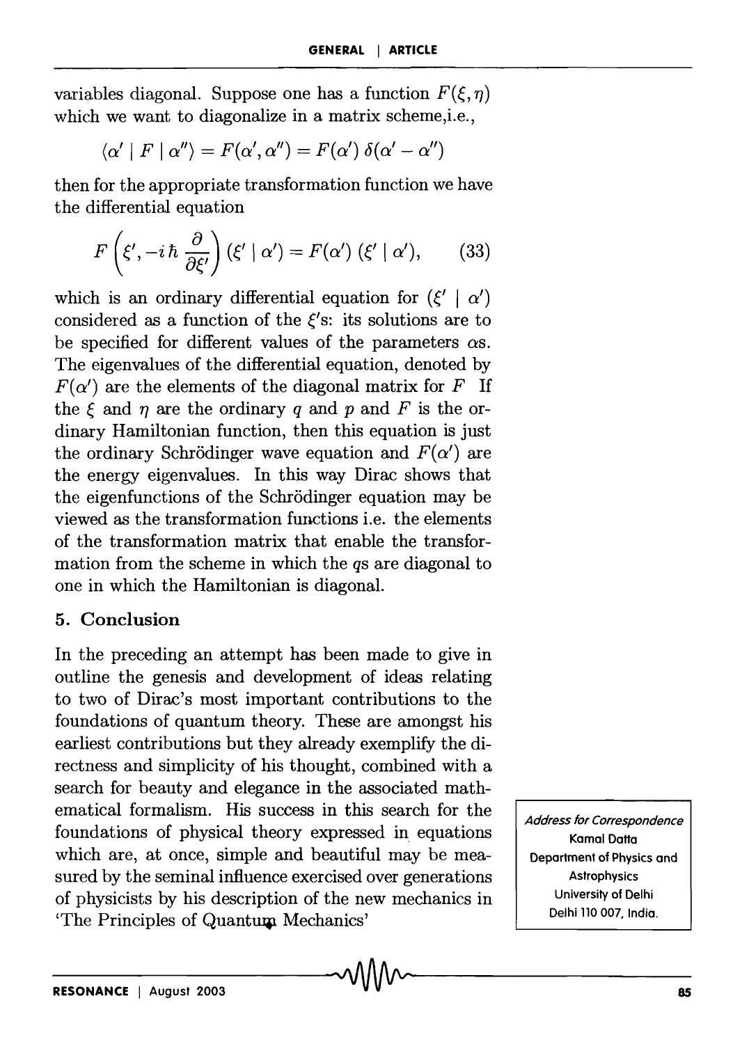variables diagonal. Suppose one has a function $F(\xi, \eta)$ which we want to diagonalize in a matrix scheme,i.e.,

$$\langle \alpha' \mid F \mid \alpha'' \rangle = F(\alpha', \alpha'') = F(\alpha')\, \delta(\alpha' - \alpha'')$$

then for the appropriate transformation function we have the differential equation

$$F\left(\xi', -i\hbar \frac{\partial}{\partial \xi'}\right) (\xi' \mid \alpha') = F(\alpha')\, (\xi' \mid \alpha'), \qquad (33)$$

which is an ordinary differential equation for $(\xi' \mid \alpha')$ considered as a function of the $\xi'$s: its solutions are to be specified for different values of the parameters $\alpha$s. The eigenvalues of the differential equation, denoted by $F(\alpha')$ are the elements of the diagonal matrix for $F$ If the $\xi$ and $\eta$ are the ordinary $q$ and $p$ and $F$ is the ordinary Hamiltonian function, then this equation is just the ordinary Schrödinger wave equation and $F(\alpha')$ are the energy eigenvalues. In this way Dirac shows that the eigenfunctions of the Schrödinger equation may be viewed as the transformation functions i.e. the elements of the transformation matrix that enable the transformation from the scheme in which the $q$s are diagonal to one in which the Hamiltonian is diagonal.

## 5. Conclusion

In the preceding an attempt has been made to give in outline the genesis and development of ideas relating to two of Dirac's most important contributions to the foundations of quantum theory. These are amongst his earliest contributions but they already exemplify the directness and simplicity of his thought, combined with a search for beauty and elegance in the associated mathematical formalism. His success in this search for the foundations of physical theory expressed in equations which are, at once, simple and beautiful may be measured by the seminal influence exercised over generations of physicists by his description of the new mechanics in 'The Principles of Quantum Mechanics'

*Address for Correspondence*
Kamal Datta
Department of Physics and Astrophysics
University of Delhi
Delhi 110 007, India.